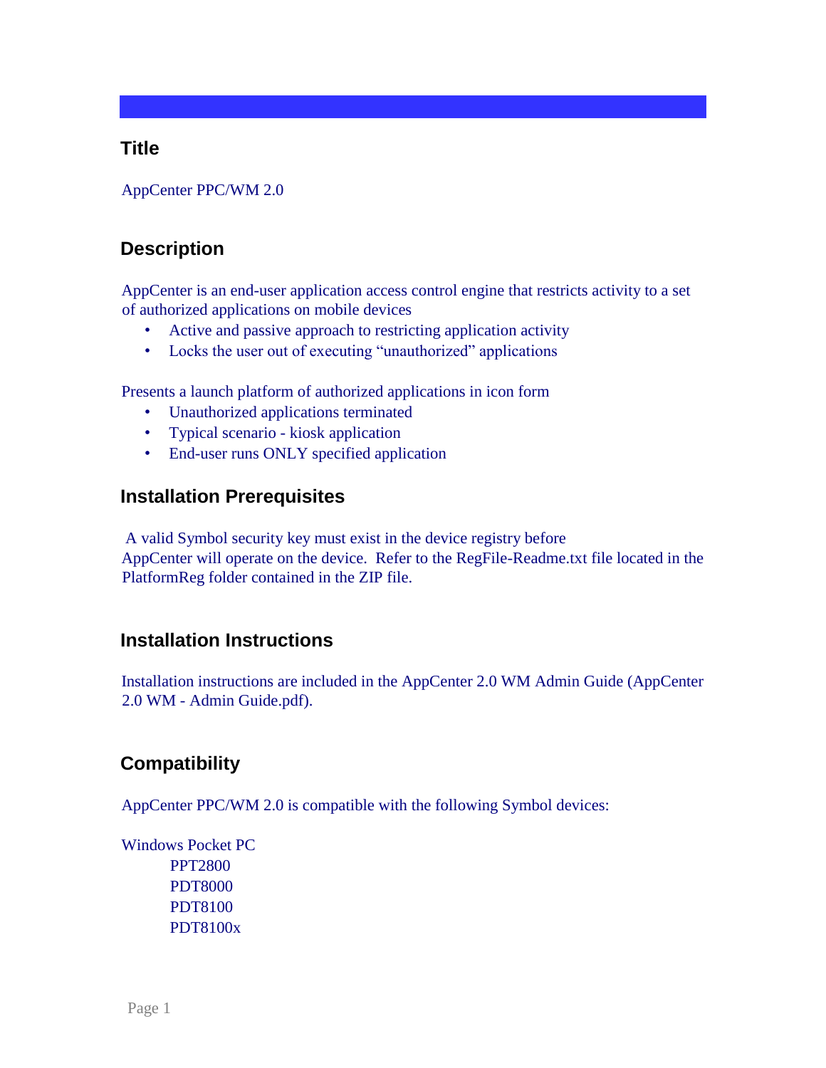## Title

AppCenter PPC/WM 2.0

## Description

AppCenter is an end-user application access control engine that restricts activity to a set of authorized applications on mobile devices

- Active and passive approach to restricting application activity
- Locks the user out of executing “unauthorized” applications

Presents a launch platform of authorized applications in icon form

- Unauthorized applications terminated
- Typical scenario - kiosk application
- End-user runs ONLY specified application

## Installation Prerequisites

A valid Symbol security key must exist in the device registry before AppCenter will operate on the device. Refer to the RegFile-Readme.txt file located in the PlatformReg folder contained in the ZIP file.

## Installation Instructions

Installation instructions are included in the AppCenter 2.0 WM Admin Guide (AppCenter 2.0 WM - Admin Guide.pdf).

## Compatibility

AppCenter PPC/WM 2.0 is compatible with the following Symbol devices:

Windows Pocket PC

- PPT2800
- PDT8000
- PDT8100
- PDT8100x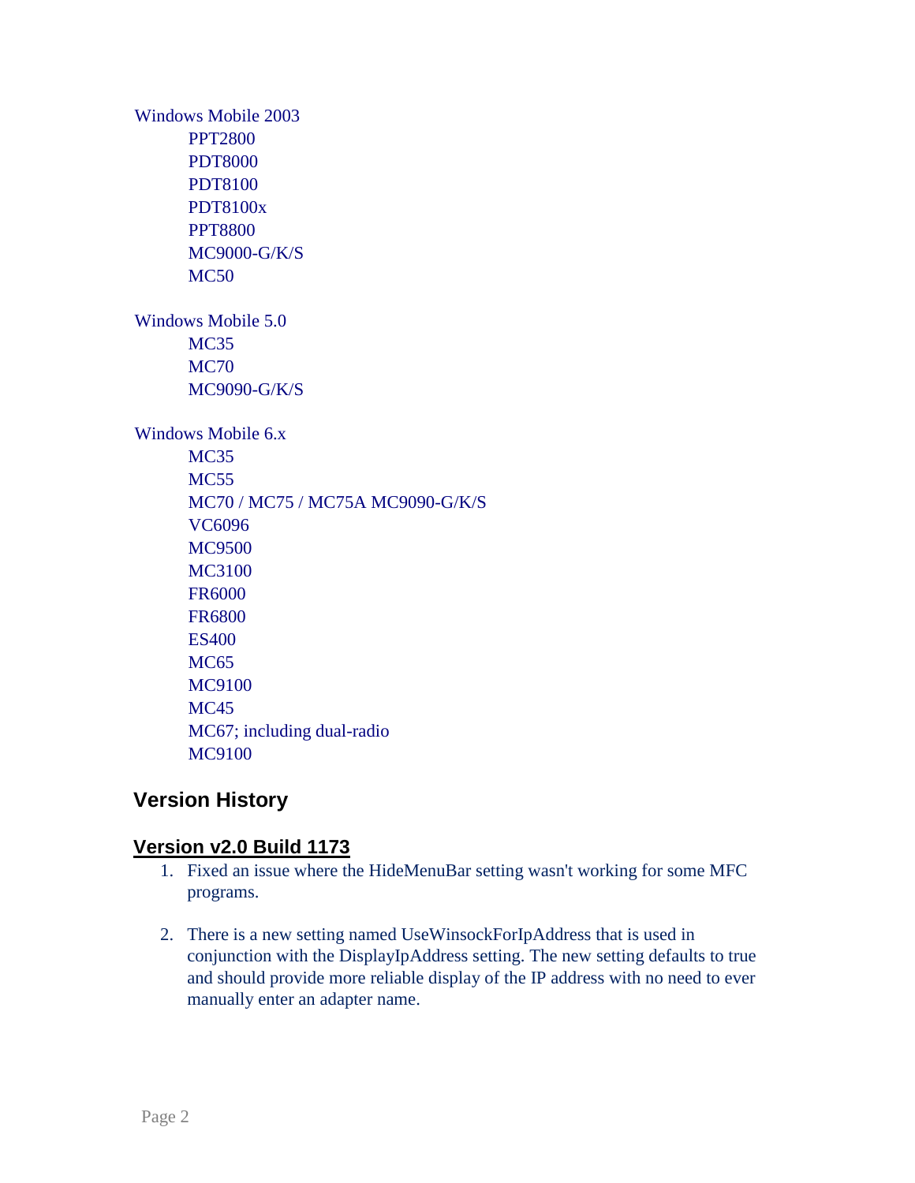Windows Mobile 2003

- PPT2800
- PDT8000
- PDT8100
- PDT8100x
- PPT8800
- MC9000-G/K/S
- MC50

Windows Mobile 5.0

- MC35
- MC70
- MC9090-G/K/S

Windows Mobile 6.x

- MC35
- MC55
- MC70 / MC75 / MC75A MC9090-G/K/S
- VC6096
- MC9500
- MC3100
- FR6000
- FR6800
- ES400
- MC65
- MC9100
- MC45
- MC67; including dual-radio
- MC9100

## Version History

### Version v2.0 Build 1173

1. Fixed an issue where the HideMenuBar setting wasn't working for some MFC programs.

2. There is a new setting named UseWinsockForIpAddress that is used in conjunction with the DisplayIpAddress setting. The new setting defaults to true and should provide more reliable display of the IP address with no need to ever manually enter an adapter name.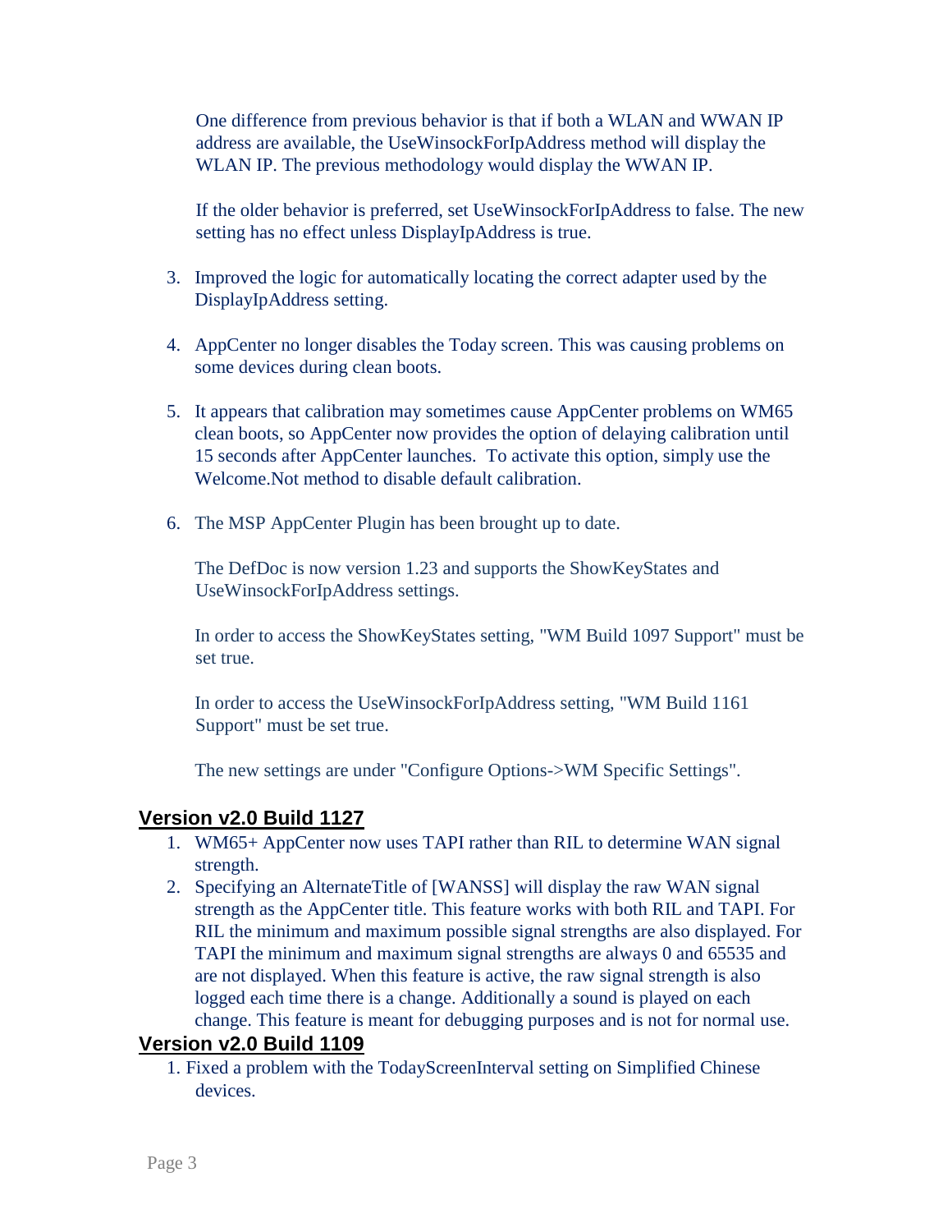One difference from previous behavior is that if both a WLAN and WWAN IP address are available, the UseWinsockForIpAddress method will display the WLAN IP. The previous methodology would display the WWAN IP.

If the older behavior is preferred, set UseWinsockForIpAddress to false. The new setting has no effect unless DisplayIpAddress is true.

3. Improved the logic for automatically locating the correct adapter used by the DisplayIpAddress setting.

4. AppCenter no longer disables the Today screen. This was causing problems on some devices during clean boots.

5. It appears that calibration may sometimes cause AppCenter problems on WM65 clean boots, so AppCenter now provides the option of delaying calibration until 15 seconds after AppCenter launches. To activate this option, simply use the Welcome.Not method to disable default calibration.

6. The MSP AppCenter Plugin has been brought up to date.

   The DefDoc is now version 1.23 and supports the ShowKeyStates and UseWinsockForIpAddress settings.

   In order to access the ShowKeyStates setting, "WM Build 1097 Support" must be set true.

   In order to access the UseWinsockForIpAddress setting, "WM Build 1161 Support" must be set true.

   The new settings are under "Configure Options->WM Specific Settings".

## Version v2.0 Build 1127

1. WM65+ AppCenter now uses TAPI rather than RIL to determine WAN signal strength.
2. Specifying an AlternateTitle of [WANSS] will display the raw WAN signal strength as the AppCenter title. This feature works with both RIL and TAPI. For RIL the minimum and maximum possible signal strengths are also displayed. For TAPI the minimum and maximum signal strengths are always 0 and 65535 and are not displayed. When this feature is active, the raw signal strength is also logged each time there is a change. Additionally a sound is played on each change. This feature is meant for debugging purposes and is not for normal use.

## Version v2.0 Build 1109

1. Fixed a problem with the TodayScreenInterval setting on Simplified Chinese devices.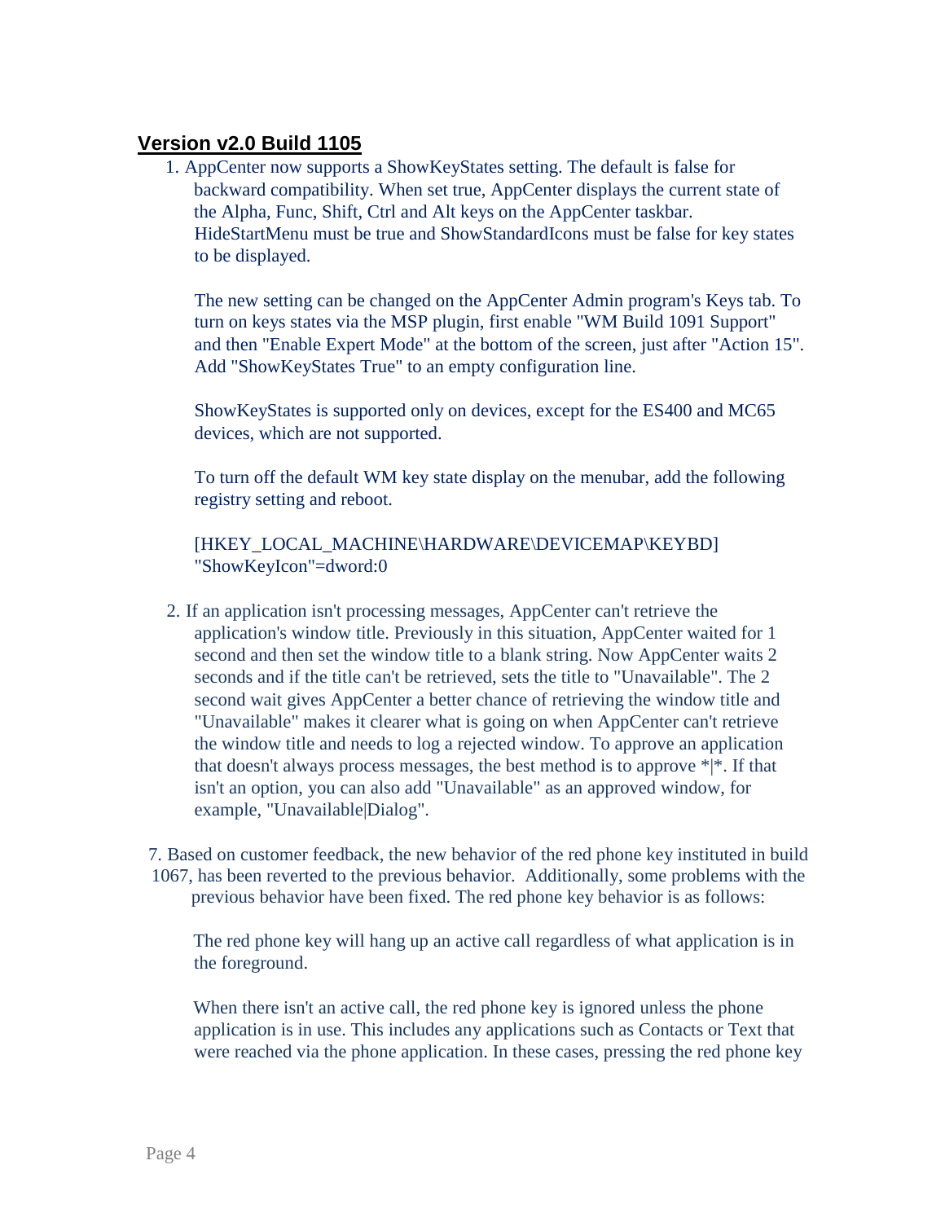## Version v2.0 Build 1105

1. AppCenter now supports a ShowKeyStates setting. The default is false for backward compatibility. When set true, AppCenter displays the current state of the Alpha, Func, Shift, Ctrl and Alt keys on the AppCenter taskbar. HideStartMenu must be true and ShowStandardIcons must be false for key states to be displayed.

   The new setting can be changed on the AppCenter Admin program's Keys tab. To turn on keys states via the MSP plugin, first enable "WM Build 1091 Support" and then "Enable Expert Mode" at the bottom of the screen, just after "Action 15". Add "ShowKeyStates True" to an empty configuration line.

   ShowKeyStates is supported only on devices, except for the ES400 and MC65 devices, which are not supported.

   To turn off the default WM key state display on the menubar, add the following registry setting and reboot.

   [HKEY_LOCAL_MACHINE\HARDWARE\DEVICEMAP\KEYBD]
   "ShowKeyIcon"=dword:0

2. If an application isn't processing messages, AppCenter can't retrieve the application's window title. Previously in this situation, AppCenter waited for 1 second and then set the window title to a blank string. Now AppCenter waits 2 seconds and if the title can't be retrieved, sets the title to "Unavailable". The 2 second wait gives AppCenter a better chance of retrieving the window title and "Unavailable" makes it clearer what is going on when AppCenter can't retrieve the window title and needs to log a rejected window. To approve an application that doesn't always process messages, the best method is to approve *|*. If that isn't an option, you can also add "Unavailable" as an approved window, for example, "Unavailable|Dialog".

7. Based on customer feedback, the new behavior of the red phone key instituted in build 1067, has been reverted to the previous behavior. Additionally, some problems with the previous behavior have been fixed. The red phone key behavior is as follows:

   The red phone key will hang up an active call regardless of what application is in the foreground.

   When there isn't an active call, the red phone key is ignored unless the phone application is in use. This includes any applications such as Contacts or Text that were reached via the phone application. In these cases, pressing the red phone key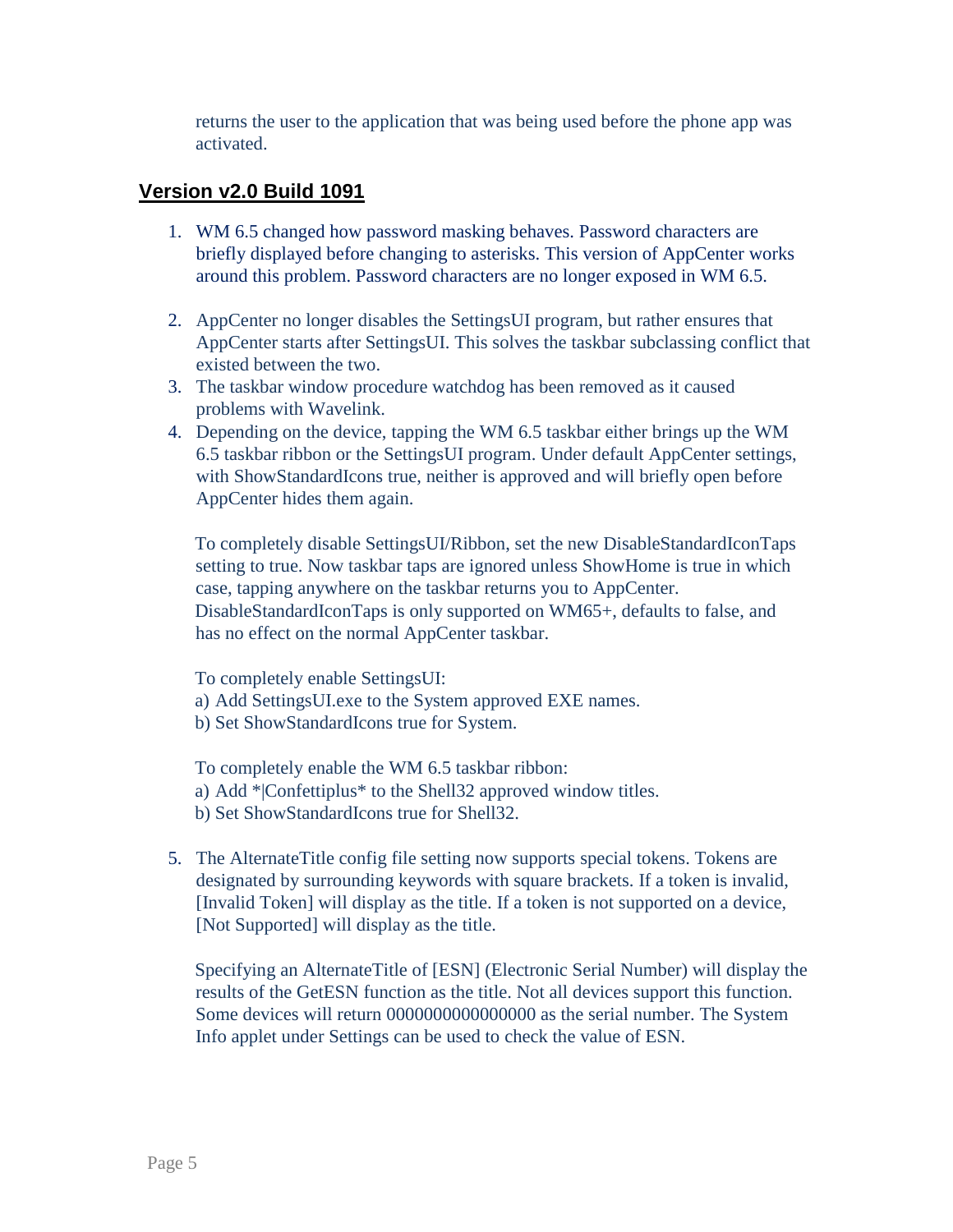returns the user to the application that was being used before the phone app was activated.

## Version v2.0 Build 1091

1. WM 6.5 changed how password masking behaves. Password characters are briefly displayed before changing to asterisks. This version of AppCenter works around this problem. Password characters are no longer exposed in WM 6.5.

2. AppCenter no longer disables the SettingsUI program, but rather ensures that AppCenter starts after SettingsUI. This solves the taskbar subclassing conflict that existed between the two.
3. The taskbar window procedure watchdog has been removed as it caused problems with Wavelink.
4. Depending on the device, tapping the WM 6.5 taskbar either brings up the WM 6.5 taskbar ribbon or the SettingsUI program. Under default AppCenter settings, with ShowStandardIcons true, neither is approved and will briefly open before AppCenter hides them again.

   To completely disable SettingsUI/Ribbon, set the new DisableStandardIconTaps setting to true. Now taskbar taps are ignored unless ShowHome is true in which case, tapping anywhere on the taskbar returns you to AppCenter. DisableStandardIconTaps is only supported on WM65+, defaults to false, and has no effect on the normal AppCenter taskbar.

   To completely enable SettingsUI:
   a) Add SettingsUI.exe to the System approved EXE names.
   b) Set ShowStandardIcons true for System.

   To completely enable the WM 6.5 taskbar ribbon:
   a) Add *|Confettiplus* to the Shell32 approved window titles.
   b) Set ShowStandardIcons true for Shell32.

5. The AlternateTitle config file setting now supports special tokens. Tokens are designated by surrounding keywords with square brackets. If a token is invalid, [Invalid Token] will display as the title. If a token is not supported on a device, [Not Supported] will display as the title.

   Specifying an AlternateTitle of [ESN] (Electronic Serial Number) will display the results of the GetESN function as the title. Not all devices support this function. Some devices will return 0000000000000000 as the serial number. The System Info applet under Settings can be used to check the value of ESN.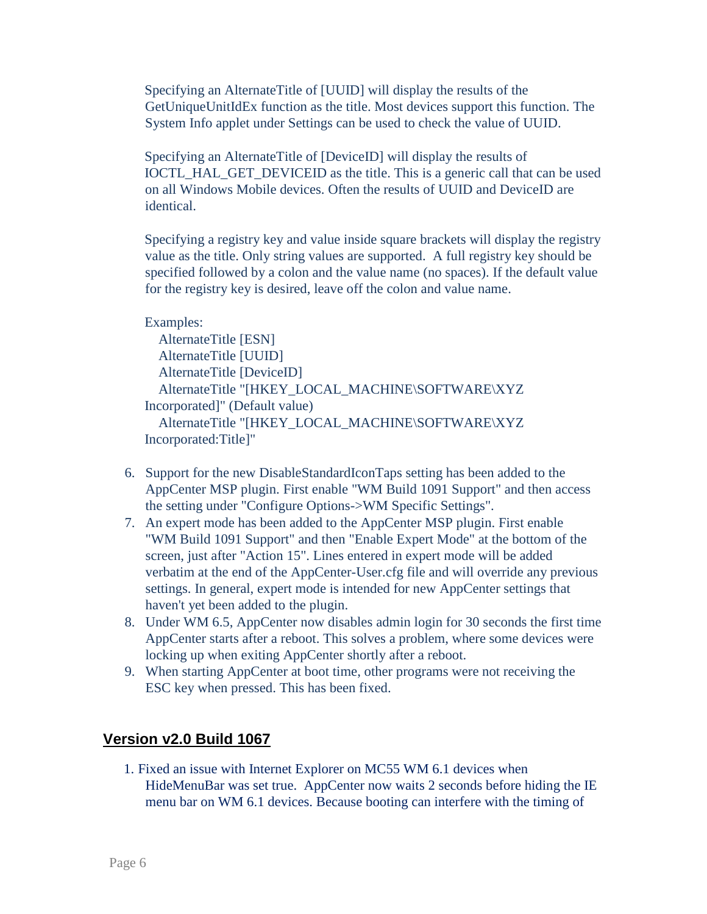Specifying an AlternateTitle of [UUID] will display the results of the GetUniqueUnitIdEx function as the title. Most devices support this function. The System Info applet under Settings can be used to check the value of UUID.

Specifying an AlternateTitle of [DeviceID] will display the results of IOCTL_HAL_GET_DEVICEID as the title. This is a generic call that can be used on all Windows Mobile devices. Often the results of UUID and DeviceID are identical.

Specifying a registry key and value inside square brackets will display the registry value as the title. Only string values are supported. A full registry key should be specified followed by a colon and the value name (no spaces). If the default value for the registry key is desired, leave off the colon and value name.

Examples:
AlternateTitle [ESN]
AlternateTitle [UUID]
AlternateTitle [DeviceID]
AlternateTitle "[HKEY_LOCAL_MACHINE\SOFTWARE\XYZ Incorporated]" (Default value)
AlternateTitle "[HKEY_LOCAL_MACHINE\SOFTWARE\XYZ Incorporated:Title]"

6. Support for the new DisableStandardIconTaps setting has been added to the AppCenter MSP plugin. First enable "WM Build 1091 Support" and then access the setting under "Configure Options->WM Specific Settings".
7. An expert mode has been added to the AppCenter MSP plugin. First enable "WM Build 1091 Support" and then "Enable Expert Mode" at the bottom of the screen, just after "Action 15". Lines entered in expert mode will be added verbatim at the end of the AppCenter-User.cfg file and will override any previous settings. In general, expert mode is intended for new AppCenter settings that haven't yet been added to the plugin.
8. Under WM 6.5, AppCenter now disables admin login for 30 seconds the first time AppCenter starts after a reboot. This solves a problem, where some devices were locking up when exiting AppCenter shortly after a reboot.
9. When starting AppCenter at boot time, other programs were not receiving the ESC key when pressed. This has been fixed.

## Version v2.0 Build 1067

1. Fixed an issue with Internet Explorer on MC55 WM 6.1 devices when HideMenuBar was set true. AppCenter now waits 2 seconds before hiding the IE menu bar on WM 6.1 devices. Because booting can interfere with the timing of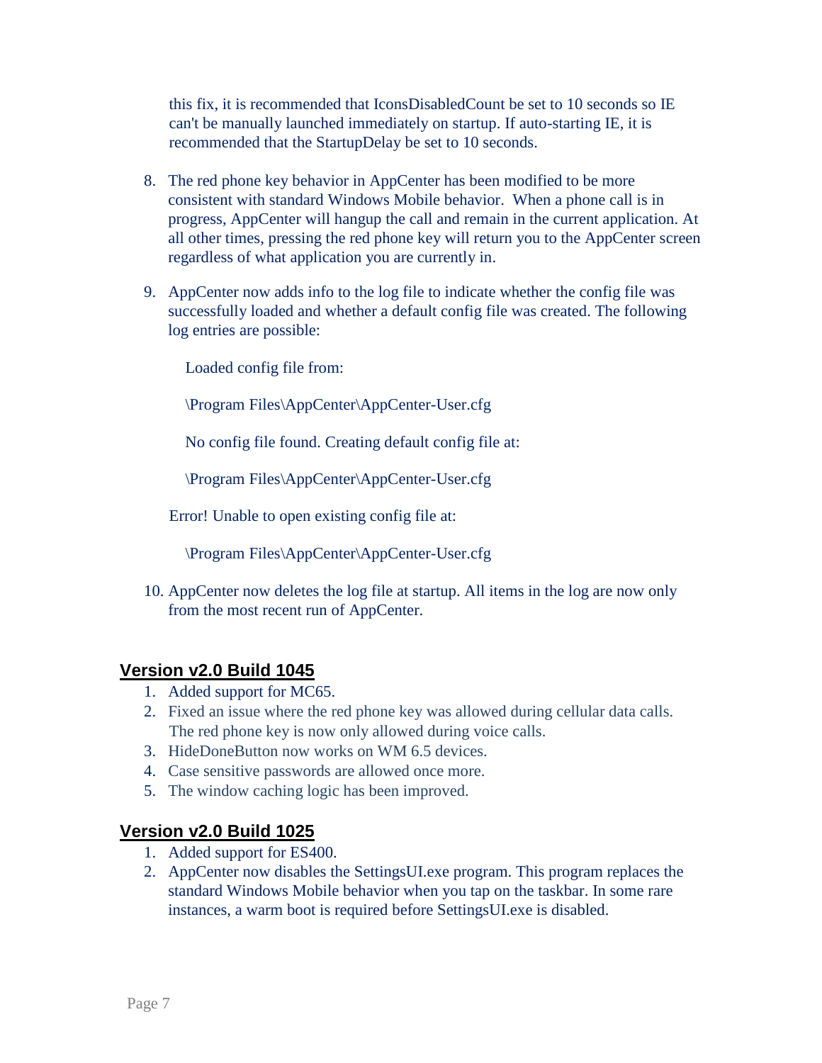this fix, it is recommended that IconsDisabledCount be set to 10 seconds so IE can't be manually launched immediately on startup. If auto-starting IE, it is recommended that the StartupDelay be set to 10 seconds.

8. The red phone key behavior in AppCenter has been modified to be more consistent with standard Windows Mobile behavior. When a phone call is in progress, AppCenter will hangup the call and remain in the current application. At all other times, pressing the red phone key will return you to the AppCenter screen regardless of what application you are currently in.

9. AppCenter now adds info to the log file to indicate whether the config file was successfully loaded and whether a default config file was created. The following log entries are possible:

   Loaded config file from:

   \Program Files\AppCenter\AppCenter-User.cfg

   No config file found. Creating default config file at:

   \Program Files\AppCenter\AppCenter-User.cfg

   Error! Unable to open existing config file at:

   \Program Files\AppCenter\AppCenter-User.cfg

10. AppCenter now deletes the log file at startup. All items in the log are now only from the most recent run of AppCenter.

## Version v2.0 Build 1045

1. Added support for MC65.
2. Fixed an issue where the red phone key was allowed during cellular data calls. The red phone key is now only allowed during voice calls.
3. HideDoneButton now works on WM 6.5 devices.
4. Case sensitive passwords are allowed once more.
5. The window caching logic has been improved.

## Version v2.0 Build 1025

1. Added support for ES400.
2. AppCenter now disables the SettingsUI.exe program. This program replaces the standard Windows Mobile behavior when you tap on the taskbar. In some rare instances, a warm boot is required before SettingsUI.exe is disabled.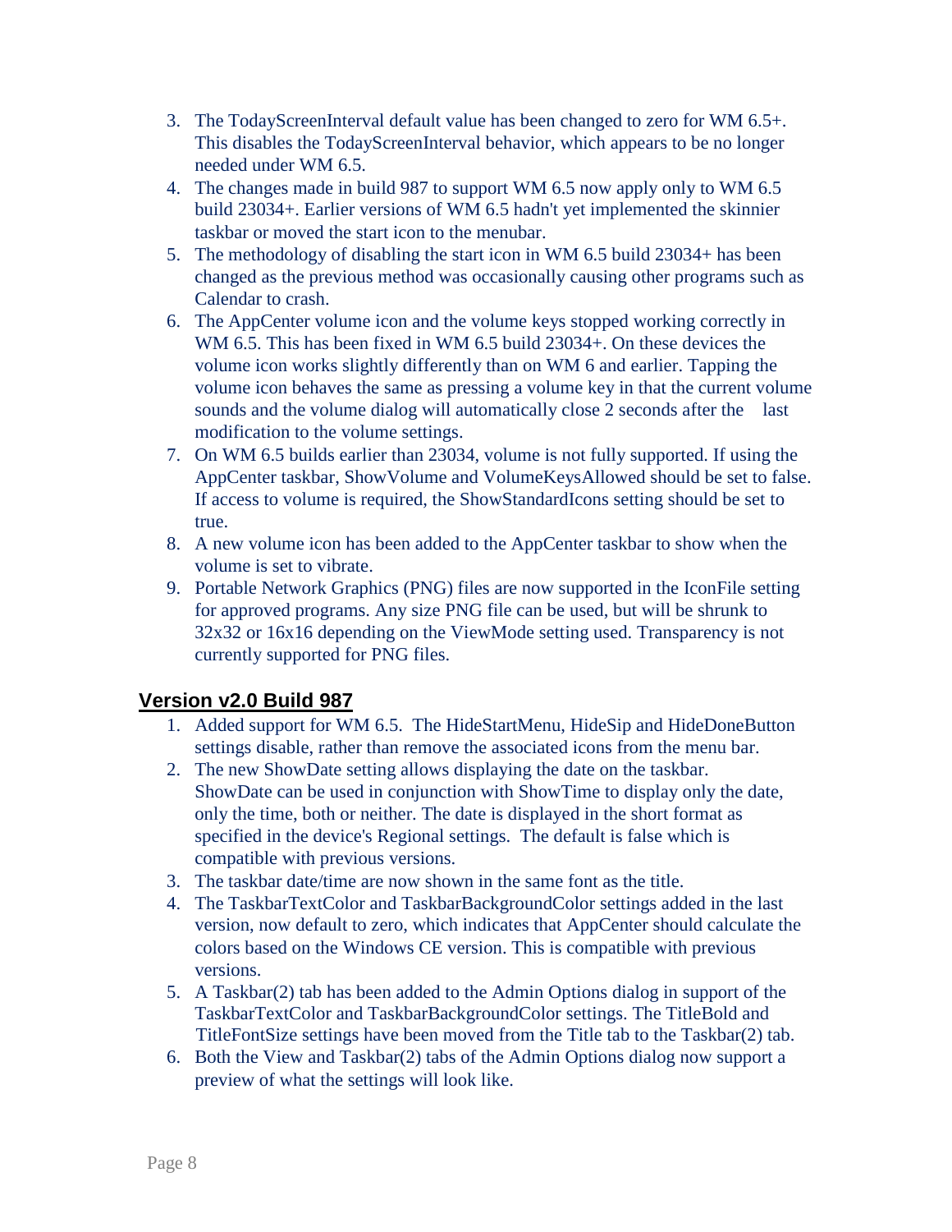3. The TodayScreenInterval default value has been changed to zero for WM 6.5+. This disables the TodayScreenInterval behavior, which appears to be no longer needed under WM 6.5.
4. The changes made in build 987 to support WM 6.5 now apply only to WM 6.5 build 23034+. Earlier versions of WM 6.5 hadn't yet implemented the skinnier taskbar or moved the start icon to the menubar.
5. The methodology of disabling the start icon in WM 6.5 build 23034+ has been changed as the previous method was occasionally causing other programs such as Calendar to crash.
6. The AppCenter volume icon and the volume keys stopped working correctly in WM 6.5. This has been fixed in WM 6.5 build 23034+. On these devices the volume icon works slightly differently than on WM 6 and earlier. Tapping the volume icon behaves the same as pressing a volume key in that the current volume sounds and the volume dialog will automatically close 2 seconds after the last modification to the volume settings.
7. On WM 6.5 builds earlier than 23034, volume is not fully supported. If using the AppCenter taskbar, ShowVolume and VolumeKeysAllowed should be set to false. If access to volume is required, the ShowStandardIcons setting should be set to true.
8. A new volume icon has been added to the AppCenter taskbar to show when the volume is set to vibrate.
9. Portable Network Graphics (PNG) files are now supported in the IconFile setting for approved programs. Any size PNG file can be used, but will be shrunk to 32x32 or 16x16 depending on the ViewMode setting used. Transparency is not currently supported for PNG files.

## Version v2.0 Build 987

1. Added support for WM 6.5. The HideStartMenu, HideSip and HideDoneButton settings disable, rather than remove the associated icons from the menu bar.
2. The new ShowDate setting allows displaying the date on the taskbar. ShowDate can be used in conjunction with ShowTime to display only the date, only the time, both or neither. The date is displayed in the short format as specified in the device's Regional settings. The default is false which is compatible with previous versions.
3. The taskbar date/time are now shown in the same font as the title.
4. The TaskbarTextColor and TaskbarBackgroundColor settings added in the last version, now default to zero, which indicates that AppCenter should calculate the colors based on the Windows CE version. This is compatible with previous versions.
5. A Taskbar(2) tab has been added to the Admin Options dialog in support of the TaskbarTextColor and TaskbarBackgroundColor settings. The TitleBold and TitleFontSize settings have been moved from the Title tab to the Taskbar(2) tab.
6. Both the View and Taskbar(2) tabs of the Admin Options dialog now support a preview of what the settings will look like.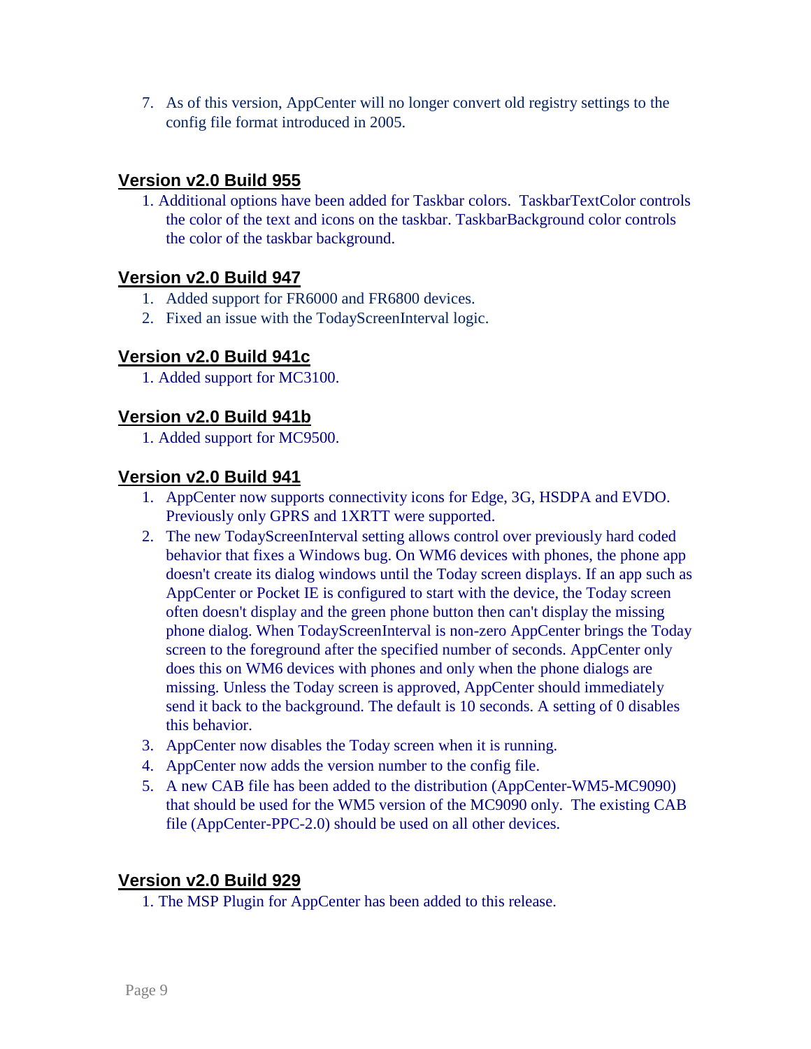7. As of this version, AppCenter will no longer convert old registry settings to the config file format introduced in 2005.

## Version v2.0 Build 955

1. Additional options have been added for Taskbar colors. TaskbarTextColor controls the color of the text and icons on the taskbar. TaskbarBackground color controls the color of the taskbar background.

## Version v2.0 Build 947

1. Added support for FR6000 and FR6800 devices.
2. Fixed an issue with the TodayScreenInterval logic.

## Version v2.0 Build 941c

1. Added support for MC3100.

## Version v2.0 Build 941b

1. Added support for MC9500.

## Version v2.0 Build 941

1. AppCenter now supports connectivity icons for Edge, 3G, HSDPA and EVDO. Previously only GPRS and 1XRTT were supported.
2. The new TodayScreenInterval setting allows control over previously hard coded behavior that fixes a Windows bug. On WM6 devices with phones, the phone app doesn't create its dialog windows until the Today screen displays. If an app such as AppCenter or Pocket IE is configured to start with the device, the Today screen often doesn't display and the green phone button then can't display the missing phone dialog. When TodayScreenInterval is non-zero AppCenter brings the Today screen to the foreground after the specified number of seconds. AppCenter only does this on WM6 devices with phones and only when the phone dialogs are missing. Unless the Today screen is approved, AppCenter should immediately send it back to the background. The default is 10 seconds. A setting of 0 disables this behavior.
3. AppCenter now disables the Today screen when it is running.
4. AppCenter now adds the version number to the config file.
5. A new CAB file has been added to the distribution (AppCenter-WM5-MC9090) that should be used for the WM5 version of the MC9090 only. The existing CAB file (AppCenter-PPC-2.0) should be used on all other devices.

## Version v2.0 Build 929

1. The MSP Plugin for AppCenter has been added to this release.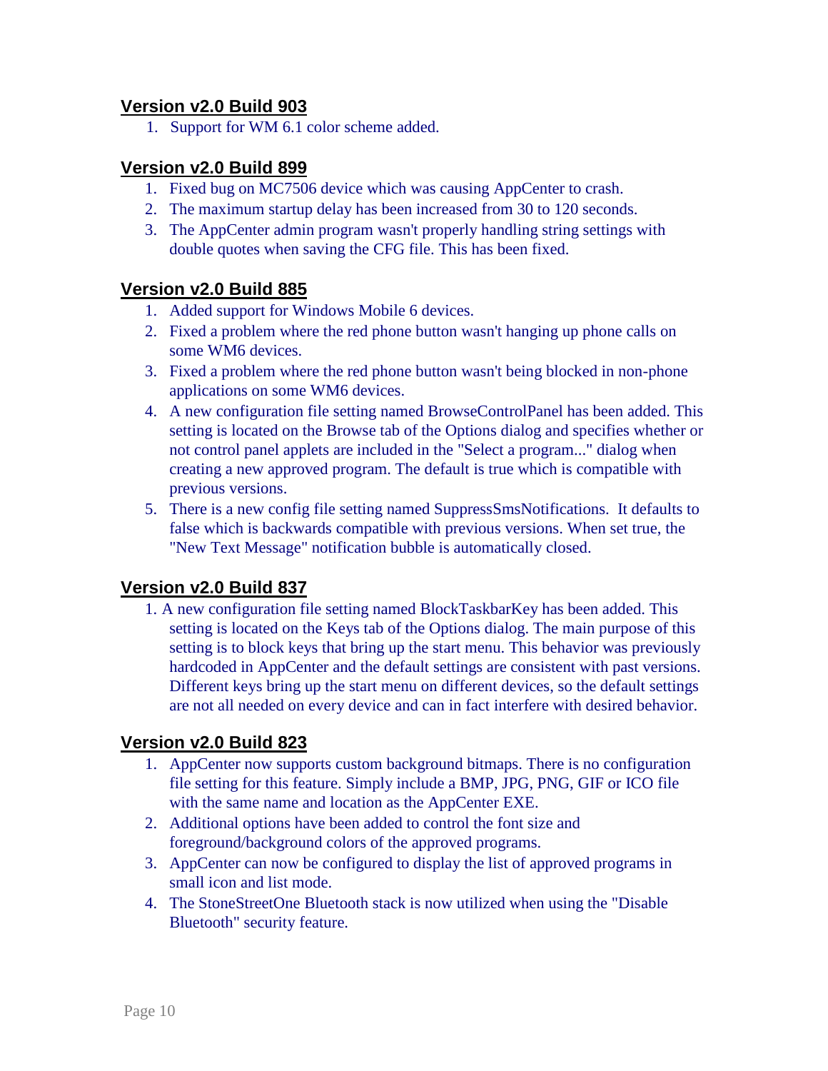## Version v2.0 Build 903

1. Support for WM 6.1 color scheme added.

## Version v2.0 Build 899

1. Fixed bug on MC7506 device which was causing AppCenter to crash.
2. The maximum startup delay has been increased from 30 to 120 seconds.
3. The AppCenter admin program wasn't properly handling string settings with double quotes when saving the CFG file. This has been fixed.

## Version v2.0 Build 885

1. Added support for Windows Mobile 6 devices.
2. Fixed a problem where the red phone button wasn't hanging up phone calls on some WM6 devices.
3. Fixed a problem where the red phone button wasn't being blocked in non-phone applications on some WM6 devices.
4. A new configuration file setting named BrowseControlPanel has been added. This setting is located on the Browse tab of the Options dialog and specifies whether or not control panel applets are included in the "Select a program..." dialog when creating a new approved program. The default is true which is compatible with previous versions.
5. There is a new config file setting named SuppressSmsNotifications. It defaults to false which is backwards compatible with previous versions. When set true, the "New Text Message" notification bubble is automatically closed.

## Version v2.0 Build 837

1. A new configuration file setting named BlockTaskbarKey has been added. This setting is located on the Keys tab of the Options dialog. The main purpose of this setting is to block keys that bring up the start menu. This behavior was previously hardcoded in AppCenter and the default settings are consistent with past versions. Different keys bring up the start menu on different devices, so the default settings are not all needed on every device and can in fact interfere with desired behavior.

## Version v2.0 Build 823

1. AppCenter now supports custom background bitmaps. There is no configuration file setting for this feature. Simply include a BMP, JPG, PNG, GIF or ICO file with the same name and location as the AppCenter EXE.
2. Additional options have been added to control the font size and foreground/background colors of the approved programs.
3. AppCenter can now be configured to display the list of approved programs in small icon and list mode.
4. The StoneStreetOne Bluetooth stack is now utilized when using the "Disable Bluetooth" security feature.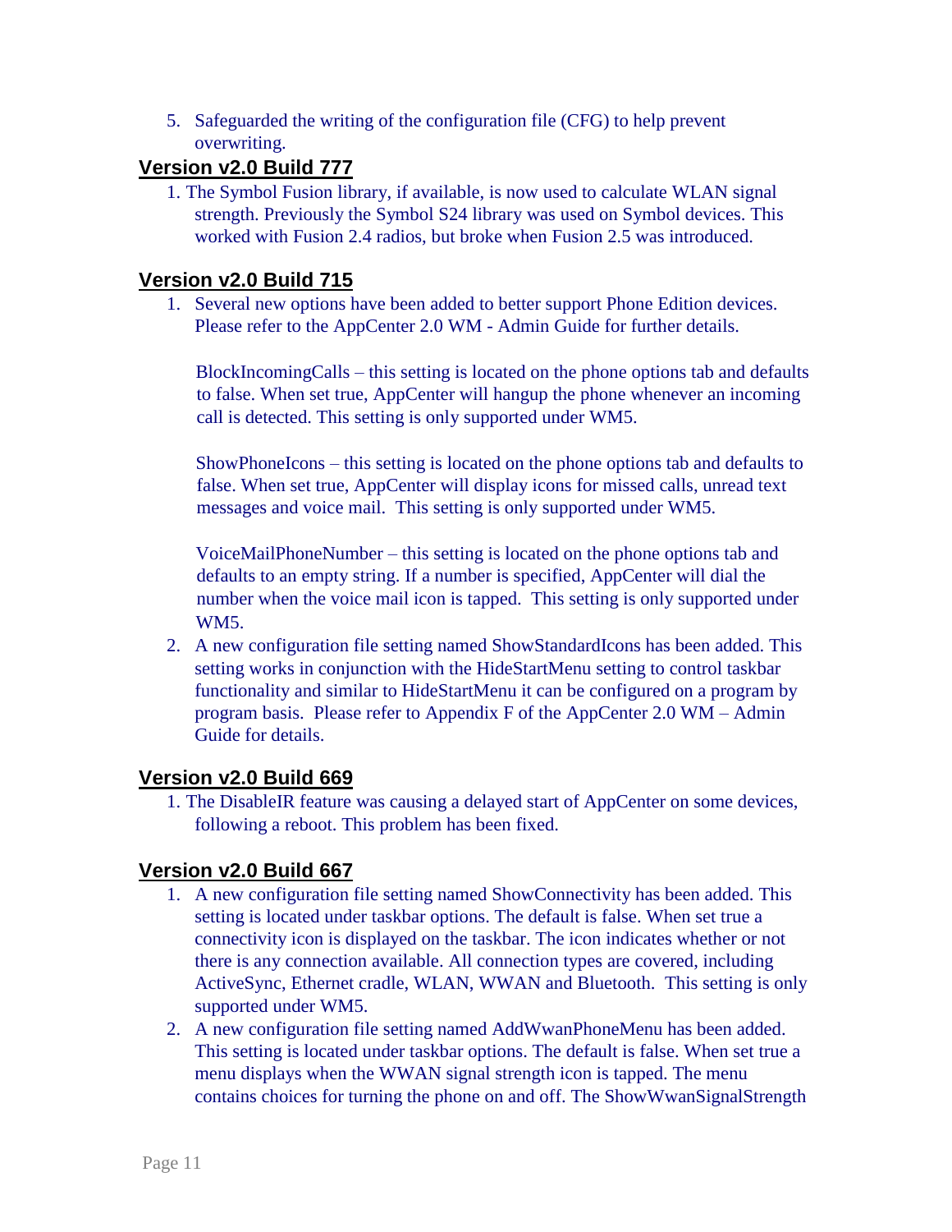5. Safeguarded the writing of the configuration file (CFG) to help prevent overwriting.

## Version v2.0 Build 777

1. The Symbol Fusion library, if available, is now used to calculate WLAN signal strength. Previously the Symbol S24 library was used on Symbol devices. This worked with Fusion 2.4 radios, but broke when Fusion 2.5 was introduced.

## Version v2.0 Build 715

1. Several new options have been added to better support Phone Edition devices. Please refer to the AppCenter 2.0 WM - Admin Guide for further details.

   BlockIncomingCalls – this setting is located on the phone options tab and defaults to false. When set true, AppCenter will hangup the phone whenever an incoming call is detected. This setting is only supported under WM5.

   ShowPhoneIcons – this setting is located on the phone options tab and defaults to false. When set true, AppCenter will display icons for missed calls, unread text messages and voice mail. This setting is only supported under WM5.

   VoiceMailPhoneNumber – this setting is located on the phone options tab and defaults to an empty string. If a number is specified, AppCenter will dial the number when the voice mail icon is tapped. This setting is only supported under WM5.

2. A new configuration file setting named ShowStandardIcons has been added. This setting works in conjunction with the HideStartMenu setting to control taskbar functionality and similar to HideStartMenu it can be configured on a program by program basis. Please refer to Appendix F of the AppCenter 2.0 WM – Admin Guide for details.

## Version v2.0 Build 669

1. The DisableIR feature was causing a delayed start of AppCenter on some devices, following a reboot. This problem has been fixed.

## Version v2.0 Build 667

1. A new configuration file setting named ShowConnectivity has been added. This setting is located under taskbar options. The default is false. When set true a connectivity icon is displayed on the taskbar. The icon indicates whether or not there is any connection available. All connection types are covered, including ActiveSync, Ethernet cradle, WLAN, WWAN and Bluetooth. This setting is only supported under WM5.
2. A new configuration file setting named AddWwanPhoneMenu has been added. This setting is located under taskbar options. The default is false. When set true a menu displays when the WWAN signal strength icon is tapped. The menu contains choices for turning the phone on and off. The ShowWwanSignalStrength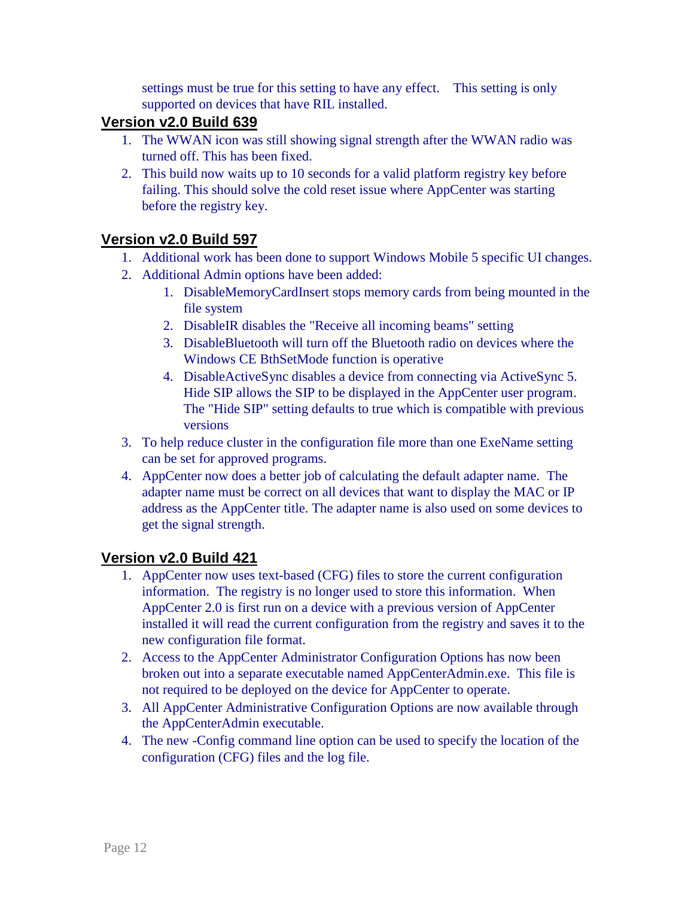settings must be true for this setting to have any effect.   This setting is only supported on devices that have RIL installed.

## Version v2.0 Build 639

1. The WWAN icon was still showing signal strength after the WWAN radio was turned off. This has been fixed.
2. This build now waits up to 10 seconds for a valid platform registry key before failing. This should solve the cold reset issue where AppCenter was starting before the registry key.

## Version v2.0 Build 597

1. Additional work has been done to support Windows Mobile 5 specific UI changes.
2. Additional Admin options have been added:
    1. DisableMemoryCardInsert stops memory cards from being mounted in the file system
    2. DisableIR disables the "Receive all incoming beams" setting
    3. DisableBluetooth will turn off the Bluetooth radio on devices where the Windows CE BthSetMode function is operative
    4. DisableActiveSync disables a device from connecting via ActiveSync 5. Hide SIP allows the SIP to be displayed in the AppCenter user program. The "Hide SIP" setting defaults to true which is compatible with previous versions
3. To help reduce cluster in the configuration file more than one ExeName setting can be set for approved programs.
4. AppCenter now does a better job of calculating the default adapter name.  The adapter name must be correct on all devices that want to display the MAC or IP address as the AppCenter title. The adapter name is also used on some devices to get the signal strength.

## Version v2.0 Build 421

1. AppCenter now uses text-based (CFG) files to store the current configuration information.  The registry is no longer used to store this information.  When AppCenter 2.0 is first run on a device with a previous version of AppCenter installed it will read the current configuration from the registry and saves it to the new configuration file format.
2. Access to the AppCenter Administrator Configuration Options has now been broken out into a separate executable named AppCenterAdmin.exe.  This file is not required to be deployed on the device for AppCenter to operate.
3. All AppCenter Administrative Configuration Options are now available through the AppCenterAdmin executable.
4. The new -Config command line option can be used to specify the location of the configuration (CFG) files and the log file.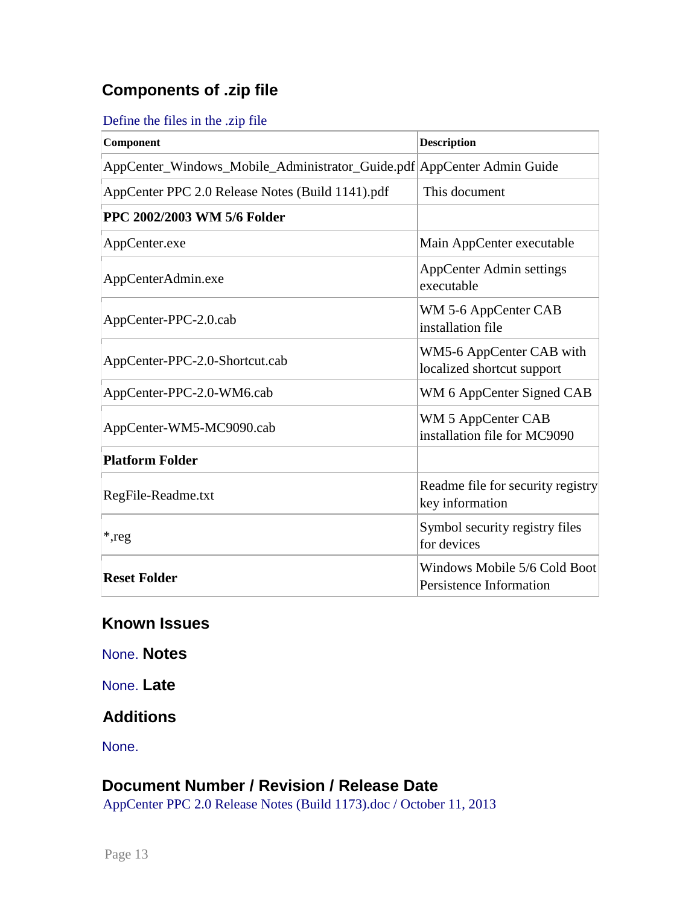## Components of .zip file

Define the files in the .zip file

| Component | Description |
|---|---|
| AppCenter_Windows_Mobile_Administrator_Guide.pdf | AppCenter Admin Guide |
| AppCenter PPC 2.0 Release Notes (Build 1141).pdf | This document |
| **PPC 2002/2003 WM 5/6 Folder** | |
| AppCenter.exe | Main AppCenter executable |
| AppCenterAdmin.exe | AppCenter Admin settings executable |
| AppCenter-PPC-2.0.cab | WM 5-6 AppCenter CAB installation file |
| AppCenter-PPC-2.0-Shortcut.cab | WM5-6 AppCenter CAB with localized shortcut support |
| AppCenter-PPC-2.0-WM6.cab | WM 6 AppCenter Signed CAB |
| AppCenter-WM5-MC9090.cab | WM 5 AppCenter CAB installation file for MC9090 |
| **Platform Folder** | |
| RegFile-Readme.txt | Readme file for security registry key information |
| *,reg | Symbol security registry files for devices |
| **Reset Folder** | Windows Mobile 5/6 Cold Boot Persistence Information |

## Known Issues

None. **Notes**

None. **Late**

## Additions

None.

## Document Number / Revision / Release Date

AppCenter PPC 2.0 Release Notes (Build 1173).doc / October 11, 2013